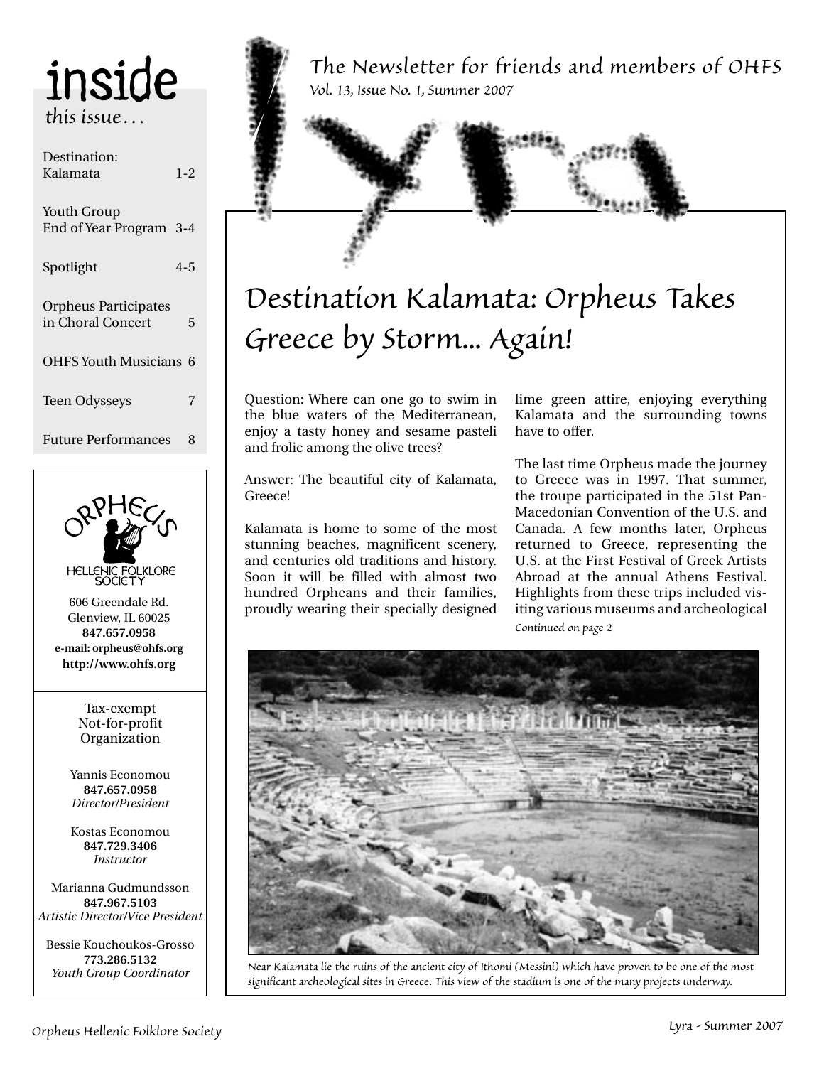# Lyra

The Newsletter for friends and members of OHFS

Vol. 13, Issue No. 1, Summer 2007

## inside this issue…

| | |
|---|---|
| Destination: Kalamata | 1-2 |
| Youth Group End of Year Program | 3-4 |
| Spotlight | 4-5 |
| Orpheus Participates in Choral Concert | 5 |
| OHFS Youth Musicians | 6 |
| Teen Odysseys | 7 |
| Future Performances | 8 |

ORPHEUS HELLENIC FOLKLORE SOCIETY

606 Greendale Rd.
Glenview, IL 60025
**847.657.0958**
**e-mail: orpheus@ohfs.org**
**http://www.ohfs.org**

Tax-exempt Not-for-profit Organization

Yannis Economou
**847.657.0958**
*Director/President*

Kostas Economou
**847.729.3406**
*Instructor*

Marianna Gudmundsson
**847.967.5103**
*Artistic Director/Vice President*

Bessie Kouchoukos-Grosso
**773.286.5132**
*Youth Group Coordinator*

# Destination Kalamata: Orpheus Takes Greece by Storm... Again!

Question: Where can one go to swim in the blue waters of the Mediterranean, enjoy a tasty honey and sesame pasteli and frolic among the olive trees?

Answer: The beautiful city of Kalamata, Greece!

Kalamata is home to some of the most stunning beaches, magnificent scenery, and centuries old traditions and history. Soon it will be filled with almost two hundred Orpheans and their families, proudly wearing their specially designed lime green attire, enjoying everything Kalamata and the surrounding towns have to offer.

The last time Orpheus made the journey to Greece was in 1997. That summer, the troupe participated in the 51st Pan-Macedonian Convention of the U.S. and Canada. A few months later, Orpheus returned to Greece, representing the U.S. at the First Festival of Greek Artists Abroad at the annual Athens Festival. Highlights from these trips included visiting various museums and archeological

*Continued on page 2*

Near Kalamata lie the ruins of the ancient city of Ithomi (Messini) which have proven to be one of the most significant archeological sites in Greece. This view of the stadium is one of the many projects underway.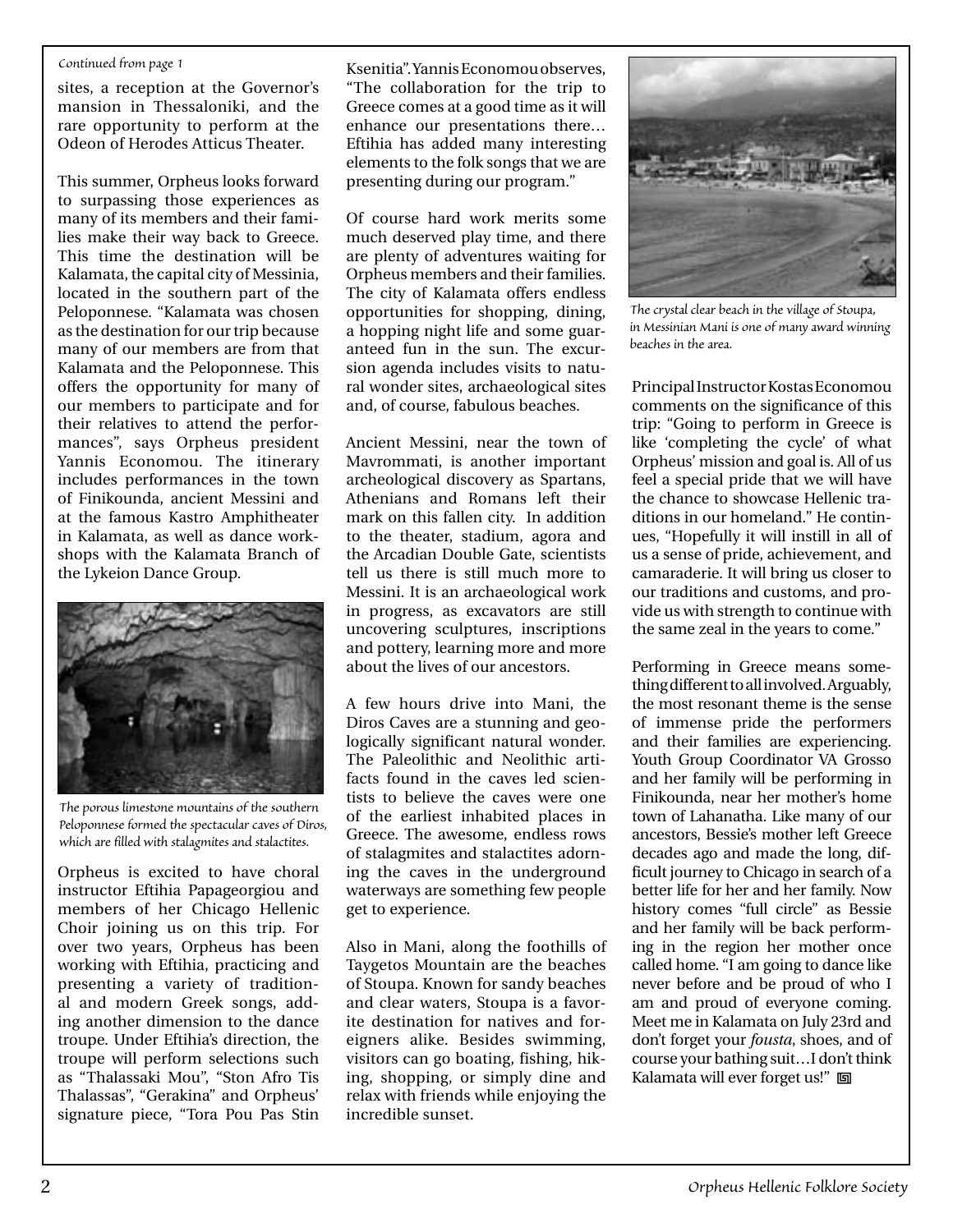*Continued from page 1*

sites, a reception at the Governor's mansion in Thessaloniki, and the rare opportunity to perform at the Odeon of Herodes Atticus Theater.

This summer, Orpheus looks forward to surpassing those experiences as many of its members and their families make their way back to Greece. This time the destination will be Kalamata, the capital city of Messinia, located in the southern part of the Peloponnese. "Kalamata was chosen as the destination for our trip because many of our members are from that Kalamata and the Peloponnese. This offers the opportunity for many of our members to participate and for their relatives to attend the performances", says Orpheus president Yannis Economou. The itinerary includes performances in the town of Finikounda, ancient Messini and at the famous Kastro Amphitheater in Kalamata, as well as dance workshops with the Kalamata Branch of the Lykeion Dance Group.

*The porous limestone mountains of the southern Peloponnese formed the spectacular caves of Diros, which are filled with stalagmites and stalactites.*

Orpheus is excited to have choral instructor Eftihia Papageorgiou and members of her Chicago Hellenic Choir joining us on this trip. For over two years, Orpheus has been working with Eftihia, practicing and presenting a variety of traditional and modern Greek songs, adding another dimension to the dance troupe. Under Eftihia's direction, the troupe will perform selections such as "Thalassaki Mou", "Ston Afro Tis Thalassas", "Gerakina" and Orpheus' signature piece, "Tora Pou Pas Stin Ksenitia". Yannis Economou observes, "The collaboration for the trip to Greece comes at a good time as it will enhance our presentations there… Eftihia has added many interesting elements to the folk songs that we are presenting during our program."

Of course hard work merits some much deserved play time, and there are plenty of adventures waiting for Orpheus members and their families. The city of Kalamata offers endless opportunities for shopping, dining, a hopping night life and some guaranteed fun in the sun. The excursion agenda includes visits to natural wonder sites, archaeological sites and, of course, fabulous beaches.

Ancient Messini, near the town of Mavrommati, is another important archeological discovery as Spartans, Athenians and Romans left their mark on this fallen city. In addition to the theater, stadium, agora and the Arcadian Double Gate, scientists tell us there is still much more to Messini. It is an archaeological work in progress, as excavators are still uncovering sculptures, inscriptions and pottery, learning more and more about the lives of our ancestors.

A few hours drive into Mani, the Diros Caves are a stunning and geologically significant natural wonder. The Paleolithic and Neolithic artifacts found in the caves led scientists to believe the caves were one of the earliest inhabited places in Greece. The awesome, endless rows of stalagmites and stalactites adorning the caves in the underground waterways are something few people get to experience.

Also in Mani, along the foothills of Taygetos Mountain are the beaches of Stoupa. Known for sandy beaches and clear waters, Stoupa is a favorite destination for natives and foreigners alike. Besides swimming, visitors can go boating, fishing, hiking, shopping, or simply dine and relax with friends while enjoying the incredible sunset.

*The crystal clear beach in the village of Stoupa, in Messinian Mani is one of many award winning beaches in the area.*

Principal Instructor Kostas Economou comments on the significance of this trip: "Going to perform in Greece is like 'completing the cycle' of what Orpheus' mission and goal is. All of us feel a special pride that we will have the chance to showcase Hellenic traditions in our homeland." He continues, "Hopefully it will instill in all of us a sense of pride, achievement, and camaraderie. It will bring us closer to our traditions and customs, and provide us with strength to continue with the same zeal in the years to come."

Performing in Greece means something different to all involved. Arguably, the most resonant theme is the sense of immense pride the performers and their families are experiencing. Youth Group Coordinator VA Grosso and her family will be performing in Finikounda, near her mother's home town of Lahanatha. Like many of our ancestors, Bessie's mother left Greece decades ago and made the long, difficult journey to Chicago in search of a better life for her and her family. Now history comes "full circle" as Bessie and her family will be back performing in the region her mother once called home. "I am going to dance like never before and be proud of who I am and proud of everyone coming. Meet me in Kalamata on July 23rd and don't forget your *fousta*, shoes, and of course your bathing suit…I don't think Kalamata will ever forget us!"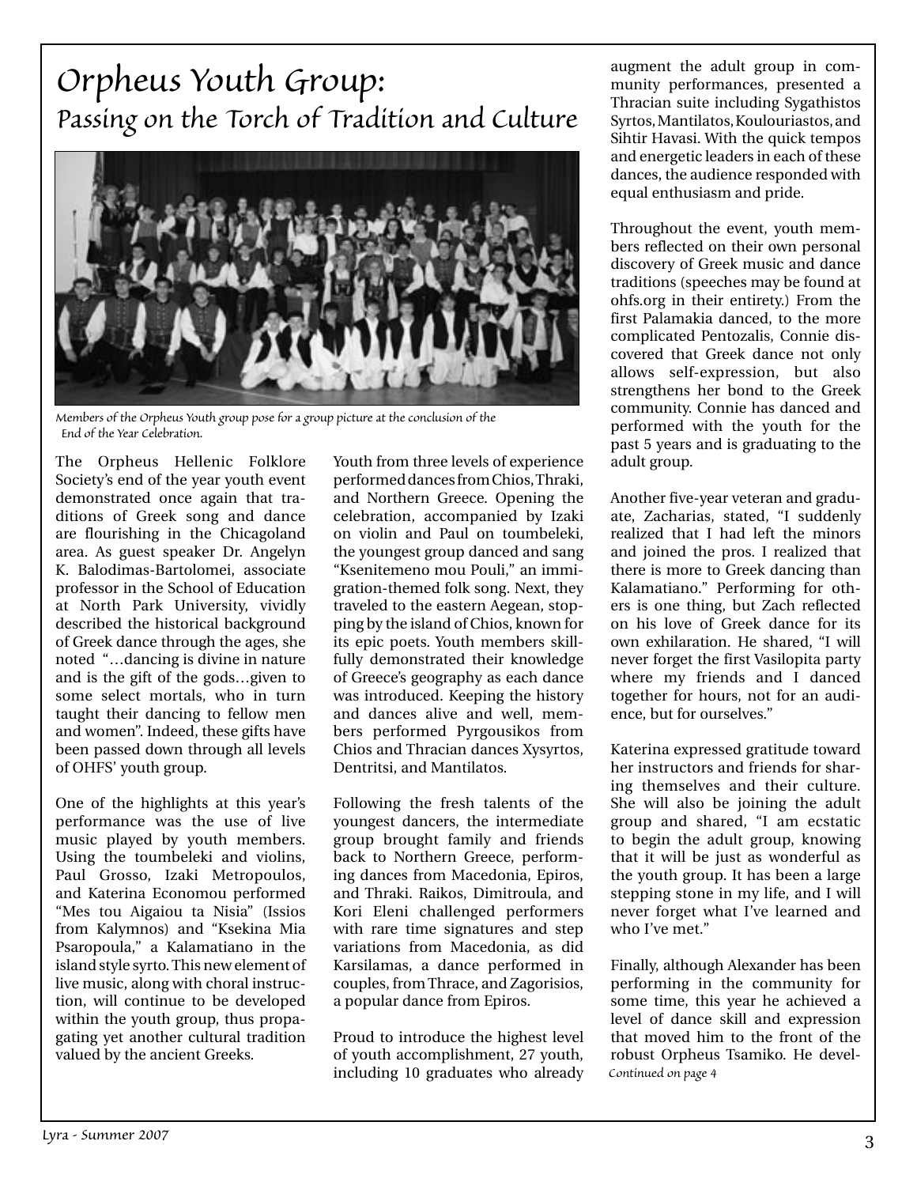# Orpheus Youth Group:
## Passing on the Torch of Tradition and Culture

Members of the Orpheus Youth group pose for a group picture at the conclusion of the End of the Year Celebration.

The Orpheus Hellenic Folklore Society's end of the year youth event demonstrated once again that traditions of Greek song and dance are flourishing in the Chicagoland area. As guest speaker Dr. Angelyn K. Balodimas-Bartolomei, associate professor in the School of Education at North Park University, vividly described the historical background of Greek dance through the ages, she noted "…dancing is divine in nature and is the gift of the gods…given to some select mortals, who in turn taught their dancing to fellow men and women". Indeed, these gifts have been passed down through all levels of OHFS' youth group.

One of the highlights at this year's performance was the use of live music played by youth members. Using the toumbeleki and violins, Paul Grosso, Izaki Metropoulos, and Katerina Economou performed "Mes tou Aigaiou ta Nisia" (Issios from Kalymnos) and "Ksekina Mia Psaropoula," a Kalamatiano in the island style syrto. This new element of live music, along with choral instruction, will continue to be developed within the youth group, thus propagating yet another cultural tradition valued by the ancient Greeks.

Youth from three levels of experience performed dances from Chios, Thraki, and Northern Greece. Opening the celebration, accompanied by Izaki on violin and Paul on toumbeleki, the youngest group danced and sang "Ksenitemeno mou Pouli," an immigration-themed folk song. Next, they traveled to the eastern Aegean, stopping by the island of Chios, known for its epic poets. Youth members skillfully demonstrated their knowledge of Greece's geography as each dance was introduced. Keeping the history and dances alive and well, members performed Pyrgousikos from Chios and Thracian dances Xysyrtos, Dentritsi, and Mantilatos.

Following the fresh talents of the youngest dancers, the intermediate group brought family and friends back to Northern Greece, performing dances from Macedonia, Epiros, and Thraki. Raikos, Dimitroula, and Kori Eleni challenged performers with rare time signatures and step variations from Macedonia, as did Karsilamas, a dance performed in couples, from Thrace, and Zagorisios, a popular dance from Epiros.

Proud to introduce the highest level of youth accomplishment, 27 youth, including 10 graduates who already augment the adult group in community performances, presented a Thracian suite including Sygathistos Syrtos, Mantilatos, Koulouriastos, and Sihtir Havasi. With the quick tempos and energetic leaders in each of these dances, the audience responded with equal enthusiasm and pride.

Throughout the event, youth members reflected on their own personal discovery of Greek music and dance traditions (speeches may be found at ohfs.org in their entirety.) From the first Palamakia danced, to the more complicated Pentozalis, Connie discovered that Greek dance not only allows self-expression, but also strengthens her bond to the Greek community. Connie has danced and performed with the youth for the past 5 years and is graduating to the adult group.

Another five-year veteran and graduate, Zacharias, stated, "I suddenly realized that I had left the minors and joined the pros. I realized that there is more to Greek dancing than Kalamatiano." Performing for others is one thing, but Zach reflected on his love of Greek dance for its own exhilaration. He shared, "I will never forget the first Vasilopita party where my friends and I danced together for hours, not for an audience, but for ourselves."

Katerina expressed gratitude toward her instructors and friends for sharing themselves and their culture. She will also be joining the adult group and shared, "I am ecstatic to begin the adult group, knowing that it will be just as wonderful as the youth group. It has been a large stepping stone in my life, and I will never forget what I've learned and who I've met."

Finally, although Alexander has been performing in the community for some time, this year he achieved a level of dance skill and expression that moved him to the front of the robust Orpheus Tsamiko. He devel-

*Continued on page 4*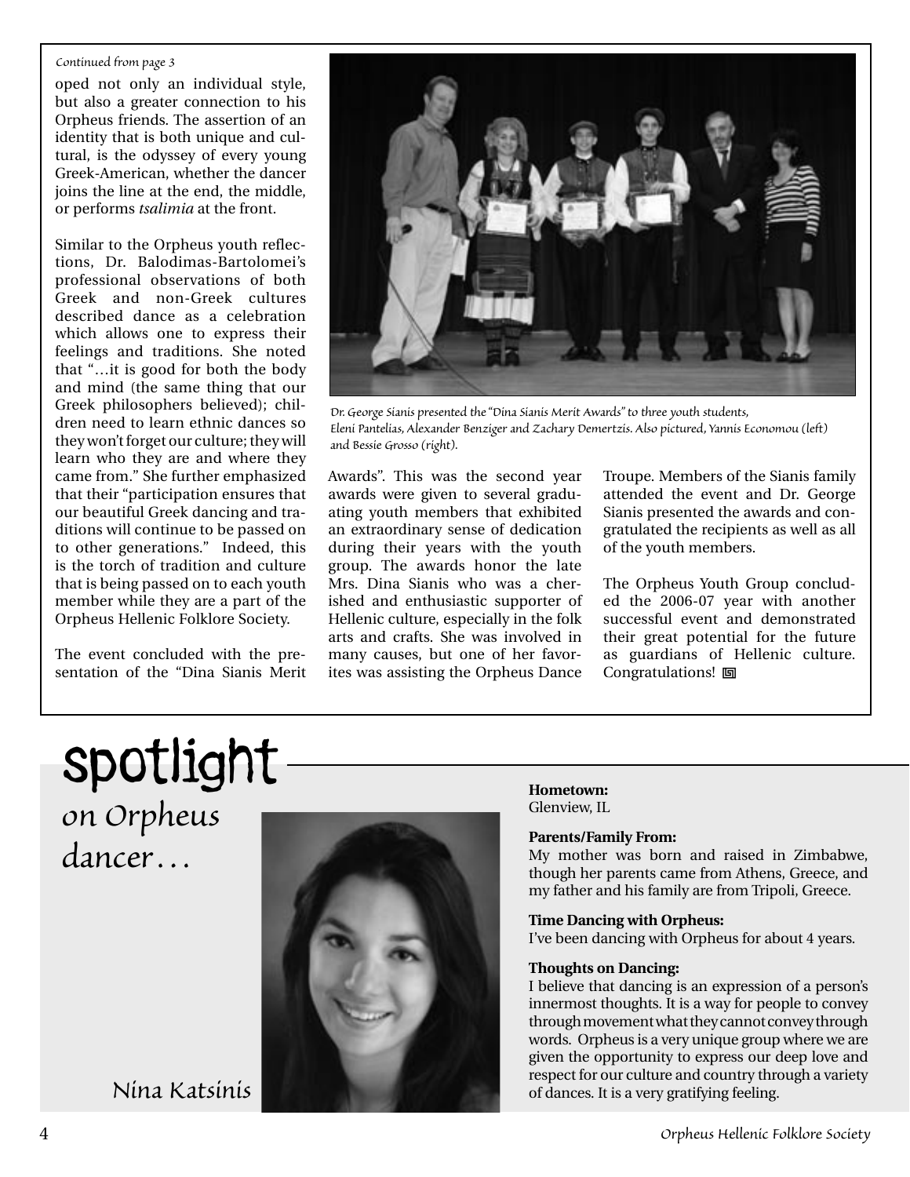*Continued from page 3*

oped not only an individual style, but also a greater connection to his Orpheus friends. The assertion of an identity that is both unique and cultural, is the odyssey of every young Greek-American, whether the dancer joins the line at the end, the middle, or performs *tsalimia* at the front.

Similar to the Orpheus youth reflections, Dr. Balodimas-Bartolomei's professional observations of both Greek and non-Greek cultures described dance as a celebration which allows one to express their feelings and traditions. She noted that "…it is good for both the body and mind (the same thing that our Greek philosophers believed); children need to learn ethnic dances so they won't forget our culture; they will learn who they are and where they came from." She further emphasized that their "participation ensures that our beautiful Greek dancing and traditions will continue to be passed on to other generations." Indeed, this is the torch of tradition and culture that is being passed on to each youth member while they are a part of the Orpheus Hellenic Folklore Society.

The event concluded with the presentation of the "Dina Sianis Merit Awards". This was the second year awards were given to several graduating youth members that exhibited an extraordinary sense of dedication during their years with the youth group. The awards honor the late Mrs. Dina Sianis who was a cherished and enthusiastic supporter of Hellenic culture, especially in the folk arts and crafts. She was involved in many causes, but one of her favorites was assisting the Orpheus Dance Troupe. Members of the Sianis family attended the event and Dr. George Sianis presented the awards and congratulated the recipients as well as all of the youth members.

The Orpheus Youth Group concluded the 2006-07 year with another successful event and demonstrated their great potential for the future as guardians of Hellenic culture. Congratulations!

*Dr. George Sianis presented the "Dina Sianis Merit Awards" to three youth students, Eleni Pantelias, Alexander Benziger and Zachary Demertzis. Also pictured, Yannis Economou (left) and Bessie Grosso (right).*

# spotlight

## *on Orpheus dancer…*

Nina Katsinis

**Hometown:**
Glenview, IL

**Parents/Family From:**
My mother was born and raised in Zimbabwe, though her parents came from Athens, Greece, and my father and his family are from Tripoli, Greece.

**Time Dancing with Orpheus:**
I've been dancing with Orpheus for about 4 years.

**Thoughts on Dancing:**
I believe that dancing is an expression of a person's innermost thoughts. It is a way for people to convey through movement what they cannot convey through words. Orpheus is a very unique group where we are given the opportunity to express our deep love and respect for our culture and country through a variety of dances. It is a very gratifying feeling.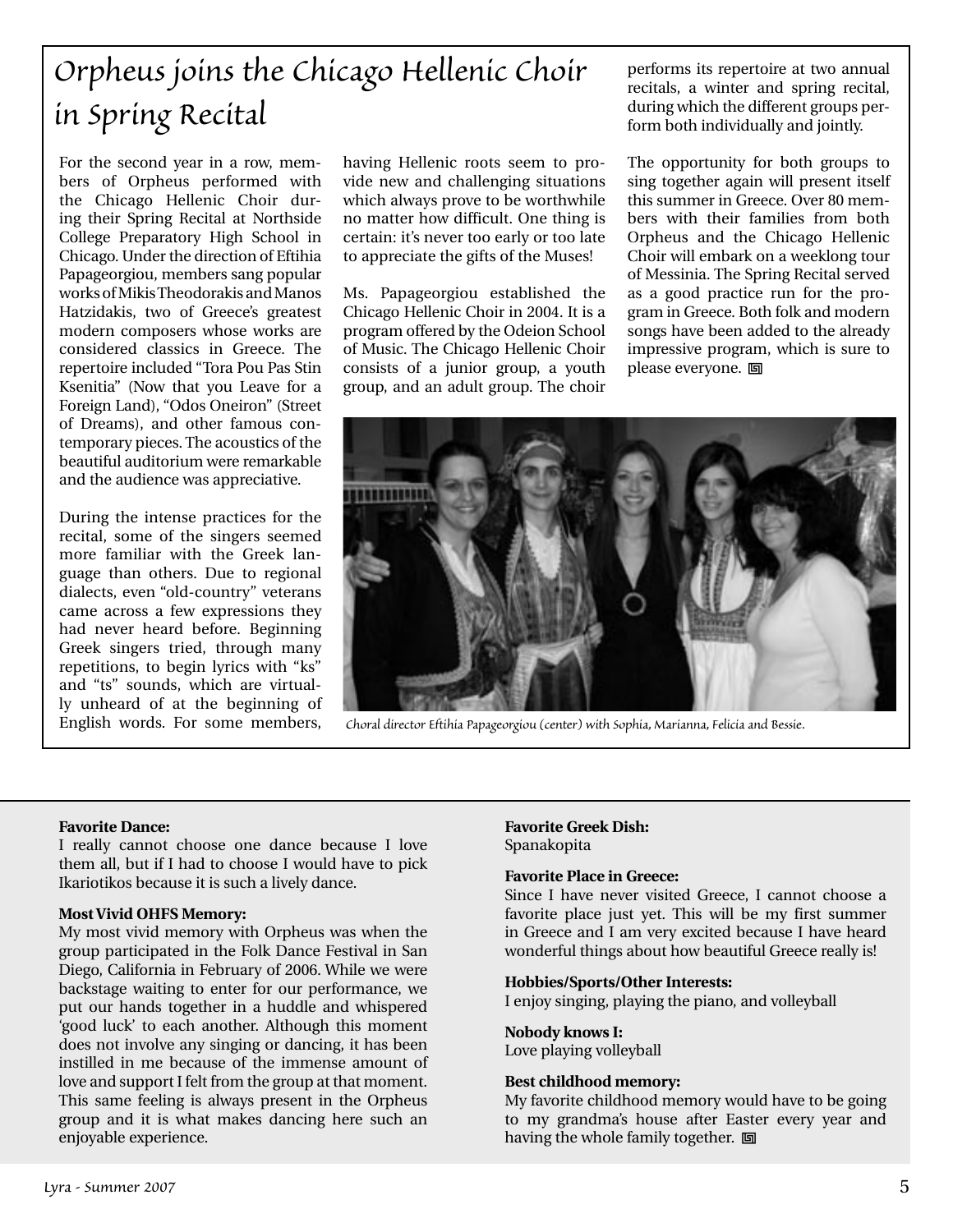# Orpheus joins the Chicago Hellenic Choir in Spring Recital

For the second year in a row, members of Orpheus performed with the Chicago Hellenic Choir during their Spring Recital at Northside College Preparatory High School in Chicago. Under the direction of Eftihia Papageorgiou, members sang popular works of Mikis Theodorakis and Manos Hatzidakis, two of Greece's greatest modern composers whose works are considered classics in Greece. The repertoire included "Tora Pou Pas Stin Ksenitia" (Now that you Leave for a Foreign Land), "Odos Oneiron" (Street of Dreams), and other famous contemporary pieces. The acoustics of the beautiful auditorium were remarkable and the audience was appreciative.

During the intense practices for the recital, some of the singers seemed more familiar with the Greek language than others. Due to regional dialects, even "old-country" veterans came across a few expressions they had never heard before. Beginning Greek singers tried, through many repetitions, to begin lyrics with "ks" and "ts" sounds, which are virtually unheard of at the beginning of English words. For some members, having Hellenic roots seem to provide new and challenging situations which always prove to be worthwhile no matter how difficult. One thing is certain: it's never too early or too late to appreciate the gifts of the Muses!

Ms. Papageorgiou established the Chicago Hellenic Choir in 2004. It is a program offered by the Odeion School of Music. The Chicago Hellenic Choir consists of a junior group, a youth group, and an adult group. The choir performs its repertoire at two annual recitals, a winter and spring recital, during which the different groups perform both individually and jointly.

The opportunity for both groups to sing together again will present itself this summer in Greece. Over 80 members with their families from both Orpheus and the Chicago Hellenic Choir will embark on a weeklong tour of Messinia. The Spring Recital served as a good practice run for the program in Greece. Both folk and modern songs have been added to the already impressive program, which is sure to please everyone.

*Choral director Eftihia Papageorgiou (center) with Sophia, Marianna, Felicia and Bessie.*

---

**Favorite Dance:**
I really cannot choose one dance because I love them all, but if I had to choose I would have to pick Ikariotikos because it is such a lively dance.

**Most Vivid OHFS Memory:**
My most vivid memory with Orpheus was when the group participated in the Folk Dance Festival in San Diego, California in February of 2006. While we were backstage waiting to enter for our performance, we put our hands together in a huddle and whispered 'good luck' to each another. Although this moment does not involve any singing or dancing, it has been instilled in me because of the immense amount of love and support I felt from the group at that moment. This same feeling is always present in the Orpheus group and it is what makes dancing here such an enjoyable experience.

**Favorite Greek Dish:**
Spanakopita

**Favorite Place in Greece:**
Since I have never visited Greece, I cannot choose a favorite place just yet. This will be my first summer in Greece and I am very excited because I have heard wonderful things about how beautiful Greece really is!

**Hobbies/Sports/Other Interests:**
I enjoy singing, playing the piano, and volleyball

**Nobody knows I:**
Love playing volleyball

**Best childhood memory:**
My favorite childhood memory would have to be going to my grandma's house after Easter every year and having the whole family together.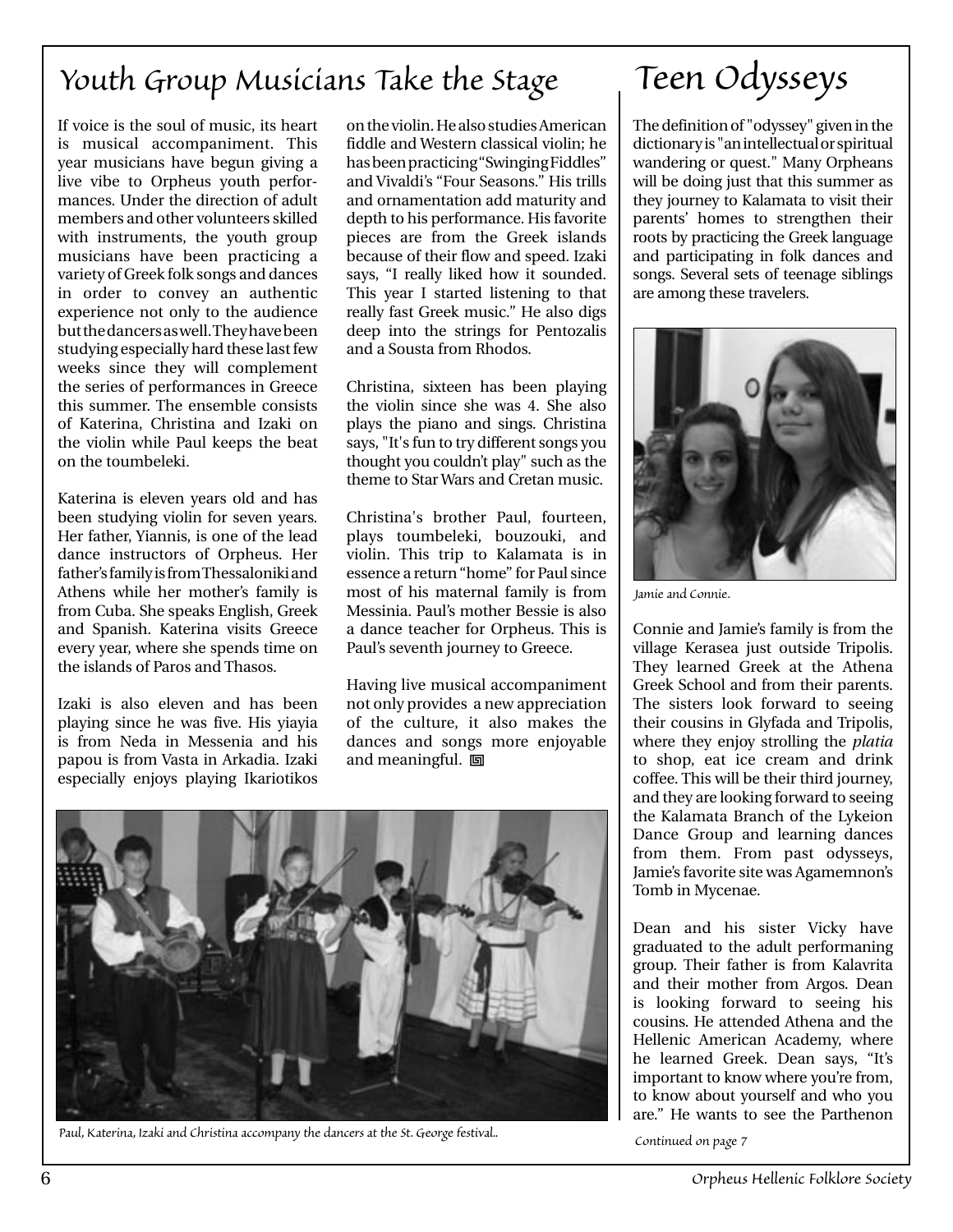## Youth Group Musicians Take the Stage

If voice is the soul of music, its heart is musical accompaniment. This year musicians have begun giving a live vibe to Orpheus youth performances. Under the direction of adult members and other volunteers skilled with instruments, the youth group musicians have been practicing a variety of Greek folk songs and dances in order to convey an authentic experience not only to the audience but the dancers as well. They have been studying especially hard these last few weeks since they will complement the series of performances in Greece this summer. The ensemble consists of Katerina, Christina and Izaki on the violin while Paul keeps the beat on the toumbeleki.

Katerina is eleven years old and has been studying violin for seven years. Her father, Yiannis, is one of the lead dance instructors of Orpheus. Her father's family is from Thessaloniki and Athens while her mother's family is from Cuba. She speaks English, Greek and Spanish. Katerina visits Greece every year, where she spends time on the islands of Paros and Thasos.

Izaki is also eleven and has been playing since he was five. His yiayia is from Neda in Messenia and his papou is from Vasta in Arkadia. Izaki especially enjoys playing Ikariotikos on the violin. He also studies American fiddle and Western classical violin; he has been practicing "Swinging Fiddles" and Vivaldi's "Four Seasons." His trills and ornamentation add maturity and depth to his performance. His favorite pieces are from the Greek islands because of their flow and speed. Izaki says, "I really liked how it sounded. This year I started listening to that really fast Greek music." He also digs deep into the strings for Pentozalis and a Sousta from Rhodos.

Christina, sixteen has been playing the violin since she was 4. She also plays the piano and sings. Christina says, "It's fun to try different songs you thought you couldn't play" such as the theme to Star Wars and Cretan music.

Christina's brother Paul, fourteen, plays toumbeleki, bouzouki, and violin. This trip to Kalamata is in essence a return "home" for Paul since most of his maternal family is from Messinia. Paul's mother Bessie is also a dance teacher for Orpheus. This is Paul's seventh journey to Greece.

Having live musical accompaniment not only provides a new appreciation of the culture, it also makes the dances and songs more enjoyable and meaningful.

Paul, Katerina, Izaki and Christina accompany the dancers at the St. George festival..

## Teen Odysseys

The definition of "odyssey" given in the dictionary is "an intellectual or spiritual wandering or quest." Many Orpheans will be doing just that this summer as they journey to Kalamata to visit their parents' homes to strengthen their roots by practicing the Greek language and participating in folk dances and songs. Several sets of teenage siblings are among these travelers.

Jamie and Connie.

Connie and Jamie's family is from the village Kerasea just outside Tripolis. They learned Greek at the Athena Greek School and from their parents. The sisters look forward to seeing their cousins in Glyfada and Tripolis, where they enjoy strolling the *platia* to shop, eat ice cream and drink coffee. This will be their third journey, and they are looking forward to seeing the Kalamata Branch of the Lykeion Dance Group and learning dances from them. From past odysseys, Jamie's favorite site was Agamemnon's Tomb in Mycenae.

Dean and his sister Vicky have graduated to the adult performaning group. Their father is from Kalavrita and their mother from Argos. Dean is looking forward to seeing his cousins. He attended Athena and the Hellenic American Academy, where he learned Greek. Dean says, "It's important to know where you're from, to know about yourself and who you are." He wants to see the Parthenon

*Continued on page 7*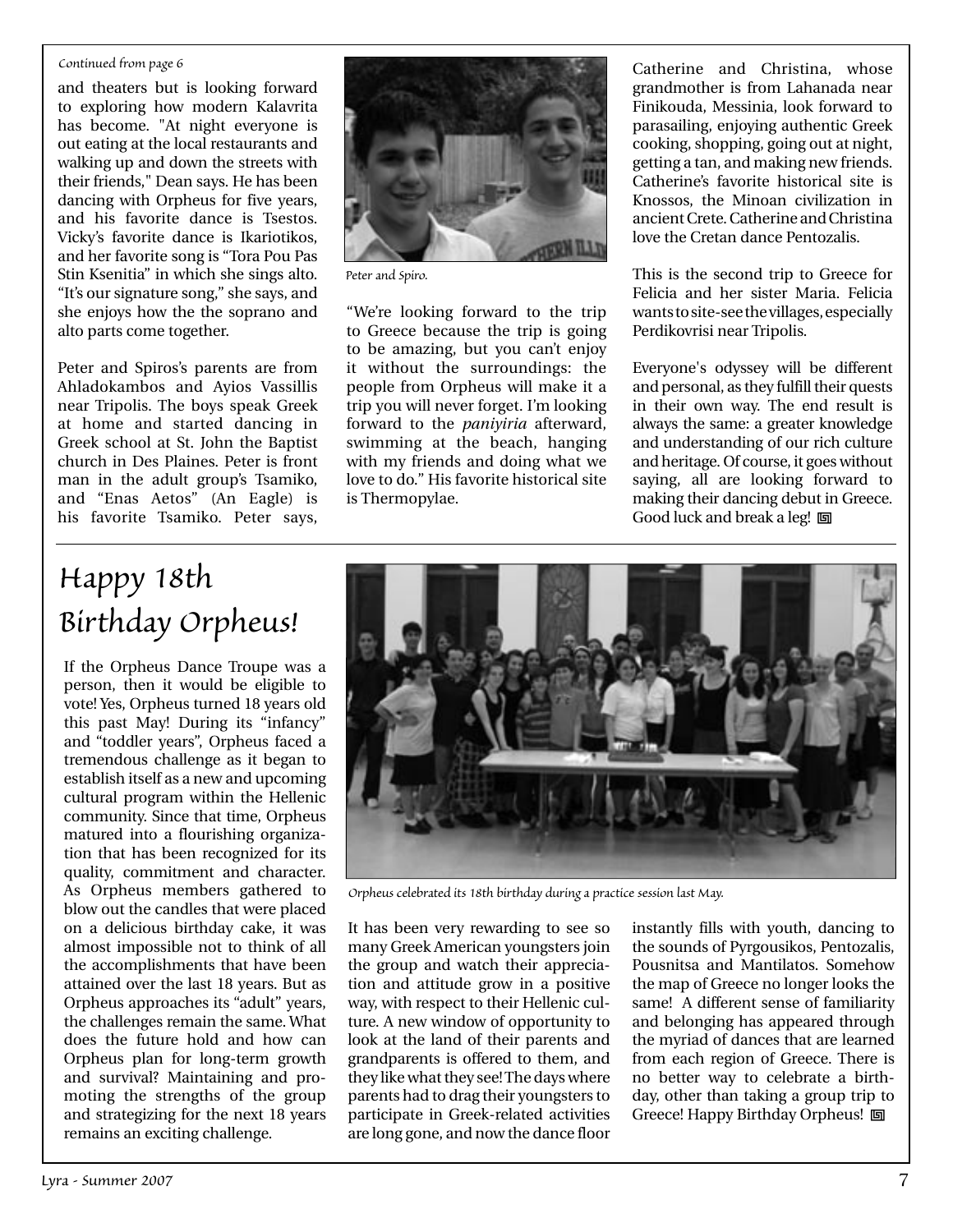*Continued from page 6*

and theaters but is looking forward to exploring how modern Kalavrita has become. "At night everyone is out eating at the local restaurants and walking up and down the streets with their friends," Dean says. He has been dancing with Orpheus for five years, and his favorite dance is Tsestos. Vicky's favorite dance is Ikariotikos, and her favorite song is "Tora Pou Pas Stin Ksenitia" in which she sings alto. "It's our signature song," she says, and she enjoys how the the soprano and alto parts come together.

Peter and Spiros's parents are from Ahladokambos and Ayios Vassillis near Tripolis. The boys speak Greek at home and started dancing in Greek school at St. John the Baptist church in Des Plaines. Peter is front man in the adult group's Tsamiko, and "Enas Aetos" (An Eagle) is his favorite Tsamiko. Peter says, "We're looking forward to the trip to Greece because the trip is going to be amazing, but you can't enjoy it without the surroundings: the people from Orpheus will make it a trip you will never forget. I'm looking forward to the *paniyiria* afterward, swimming at the beach, hanging with my friends and doing what we love to do." His favorite historical site is Thermopylae.

*Peter and Spiro.*

Catherine and Christina, whose grandmother is from Lahanada near Finikouda, Messinia, look forward to parasailing, enjoying authentic Greek cooking, shopping, going out at night, getting a tan, and making new friends. Catherine's favorite historical site is Knossos, the Minoan civilization in ancient Crete. Catherine and Christina love the Cretan dance Pentozalis.

This is the second trip to Greece for Felicia and her sister Maria. Felicia wants to site-see the villages, especially Perdikovrisi near Tripolis.

Everyone's odyssey will be different and personal, as they fulfill their quests in their own way. The end result is always the same: a greater knowledge and understanding of our rich culture and heritage. Of course, it goes without saying, all are looking forward to making their dancing debut in Greece. Good luck and break a leg!

# Happy 18th Birthday Orpheus!

If the Orpheus Dance Troupe was a person, then it would be eligible to vote! Yes, Orpheus turned 18 years old this past May! During its "infancy" and "toddler years", Orpheus faced a tremendous challenge as it began to establish itself as a new and upcoming cultural program within the Hellenic community. Since that time, Orpheus matured into a flourishing organization that has been recognized for its quality, commitment and character. As Orpheus members gathered to blow out the candles that were placed on a delicious birthday cake, it was almost impossible not to think of all the accomplishments that have been attained over the last 18 years. But as Orpheus approaches its "adult" years, the challenges remain the same. What does the future hold and how can Orpheus plan for long-term growth and survival? Maintaining and promoting the strengths of the group and strategizing for the next 18 years remains an exciting challenge.

*Orpheus celebrated its 18th birthday during a practice session last May.*

It has been very rewarding to see so many Greek American youngsters join the group and watch their appreciation and attitude grow in a positive way, with respect to their Hellenic culture. A new window of opportunity to look at the land of their parents and grandparents is offered to them, and they like what they see! The days where parents had to drag their youngsters to participate in Greek-related activities are long gone, and now the dance floor instantly fills with youth, dancing to the sounds of Pyrgousikos, Pentozalis, Pousnitsa and Mantilatos. Somehow the map of Greece no longer looks the same! A different sense of familiarity and belonging has appeared through the myriad of dances that are learned from each region of Greece. There is no better way to celebrate a birthday, other than taking a group trip to Greece! Happy Birthday Orpheus!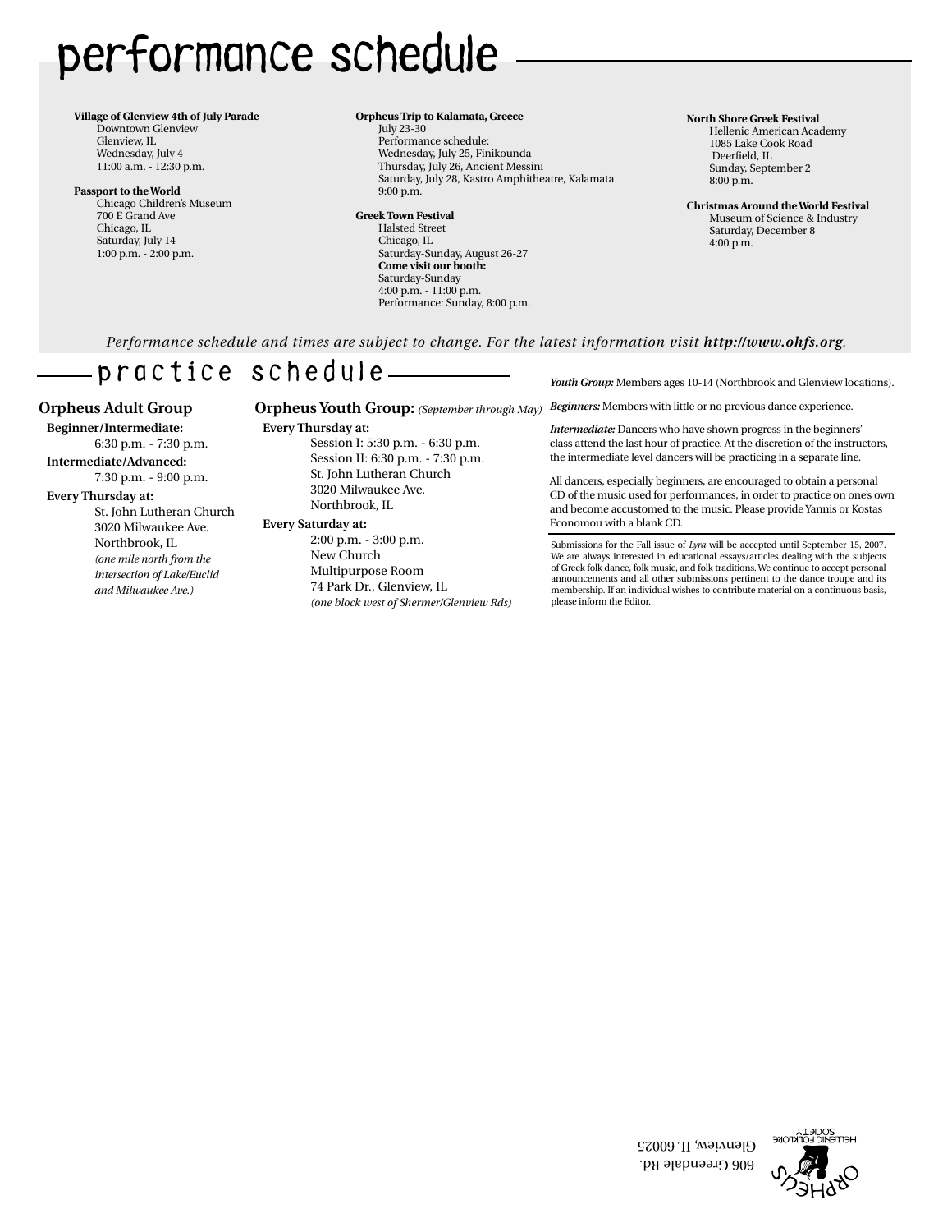# performance schedule

**Village of Glenview 4th of July Parade**
Downtown Glenview
Glenview, IL
Wednesday, July 4
11:00 a.m. - 12:30 p.m.

**Passport to the World**
Chicago Children's Museum
700 E Grand Ave
Chicago, IL
Saturday, July 14
1:00 p.m. - 2:00 p.m.

**Orpheus Trip to Kalamata, Greece**
July 23-30
Performance schedule:
Wednesday, July 25, Finikounda
Thursday, July 26, Ancient Messini
Saturday, July 28, Kastro Amphitheatre, Kalamata
9:00 p.m.

**Greek Town Festival**
Halsted Street
Chicago, IL
Saturday-Sunday, August 26-27
**Come visit our booth:**
Saturday-Sunday
4:00 p.m. - 11:00 p.m.
Performance: Sunday, 8:00 p.m.

**North Shore Greek Festival**
Hellenic American Academy
1085 Lake Cook Road
Deerfield, IL
Sunday, September 2
8:00 p.m.

**Christmas Around the World Festival**
Museum of Science & Industry
Saturday, December 8
4:00 p.m.

*Performance schedule and times are subject to change. For the latest information visit* ***http://www.ohfs.org****.*

# practice schedule

## Orpheus Adult Group

**Beginner/Intermediate:**
6:30 p.m. - 7:30 p.m.

**Intermediate/Advanced:**
7:30 p.m. - 9:00 p.m.

**Every Thursday at:**
St. John Lutheran Church
3020 Milwaukee Ave.
Northbrook, IL
*(one mile north from the intersection of Lake/Euclid and Milwaukee Ave.)*

## Orpheus Youth Group: *(September through May)*

**Every Thursday at:**
Session I: 5:30 p.m. - 6:30 p.m.
Session II: 6:30 p.m. - 7:30 p.m.
St. John Lutheran Church
3020 Milwaukee Ave.
Northbrook, IL

**Every Saturday at:**
2:00 p.m. - 3:00 p.m.
New Church
Multipurpose Room
74 Park Dr., Glenview, IL
*(one block west of Shermer/Glenview Rds)*

***Youth Group:*** Members ages 10-14 (Northbrook and Glenview locations).

***Beginners:*** Members with little or no previous dance experience.

***Intermediate:*** Dancers who have shown progress in the beginners' class attend the last hour of practice. At the discretion of the instructors, the intermediate level dancers will be practicing in a separate line.

All dancers, especially beginners, are encouraged to obtain a personal CD of the music used for performances, in order to practice on one's own and become accustomed to the music. Please provide Yannis or Kostas Economou with a blank CD.

Submissions for the Fall issue of *Lyra* will be accepted until September 15, 2007. We are always interested in educational essays/articles dealing with the subjects of Greek folk dance, folk music, and folk traditions. We continue to accept personal announcements and all other submissions pertinent to the dance troupe and its membership. If an individual wishes to contribute material on a continuous basis, please inform the Editor.

ORPHEUS HELLENIC FOLKLORE SOCIETY
606 Greendale Rd.
Glenview, IL 60025